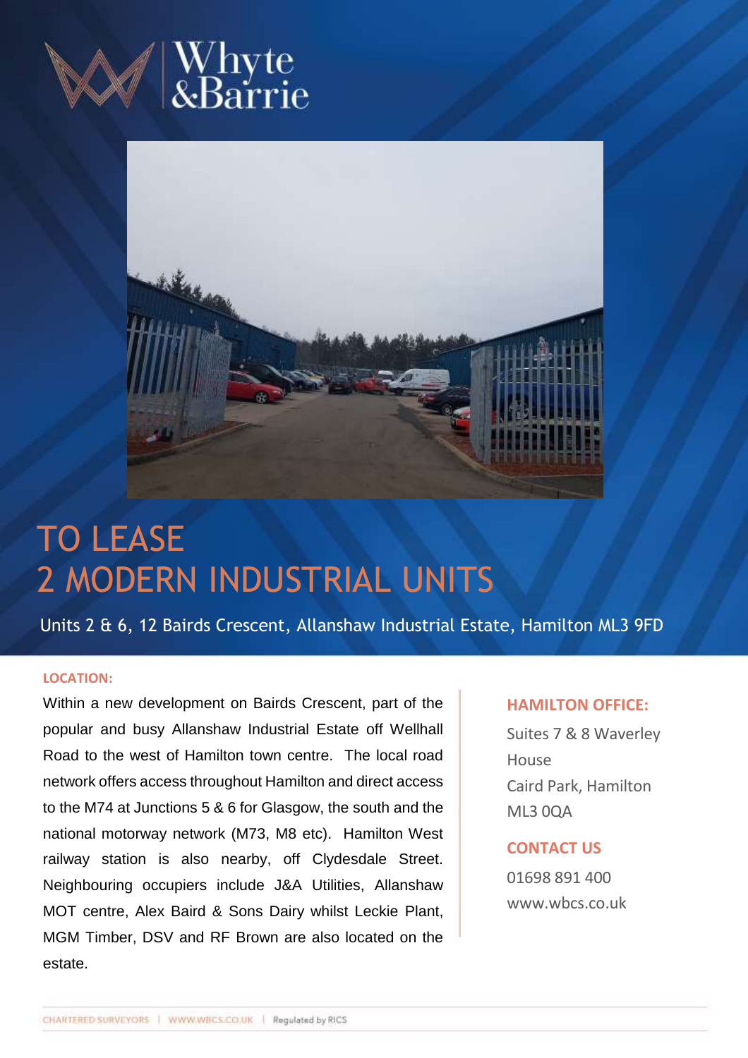Whyte &Barrie

# TO LEASE
# 2 MODERN INDUSTRIAL UNITS

Units 2 & 6, 12 Bairds Crescent, Allanshaw Industrial Estate, Hamilton ML3 9FD

**LOCATION:**

Within a new development on Bairds Crescent, part of the popular and busy Allanshaw Industrial Estate off Wellhall Road to the west of Hamilton town centre. The local road network offers access throughout Hamilton and direct access to the M74 at Junctions 5 & 6 for Glasgow, the south and the national motorway network (M73, M8 etc). Hamilton West railway station is also nearby, off Clydesdale Street. Neighbouring occupiers include J&A Utilities, Allanshaw MOT centre, Alex Baird & Sons Dairy whilst Leckie Plant, MGM Timber, DSV and RF Brown are also located on the estate.

**HAMILTON OFFICE:**

Suites 7 & 8 Waverley House
Caird Park, Hamilton
ML3 0QA

**CONTACT US**

01698 891 400
www.wbcs.co.uk

CHARTERED SURVEYORS | WWW.WBCS.CO.UK | Regulated by RICS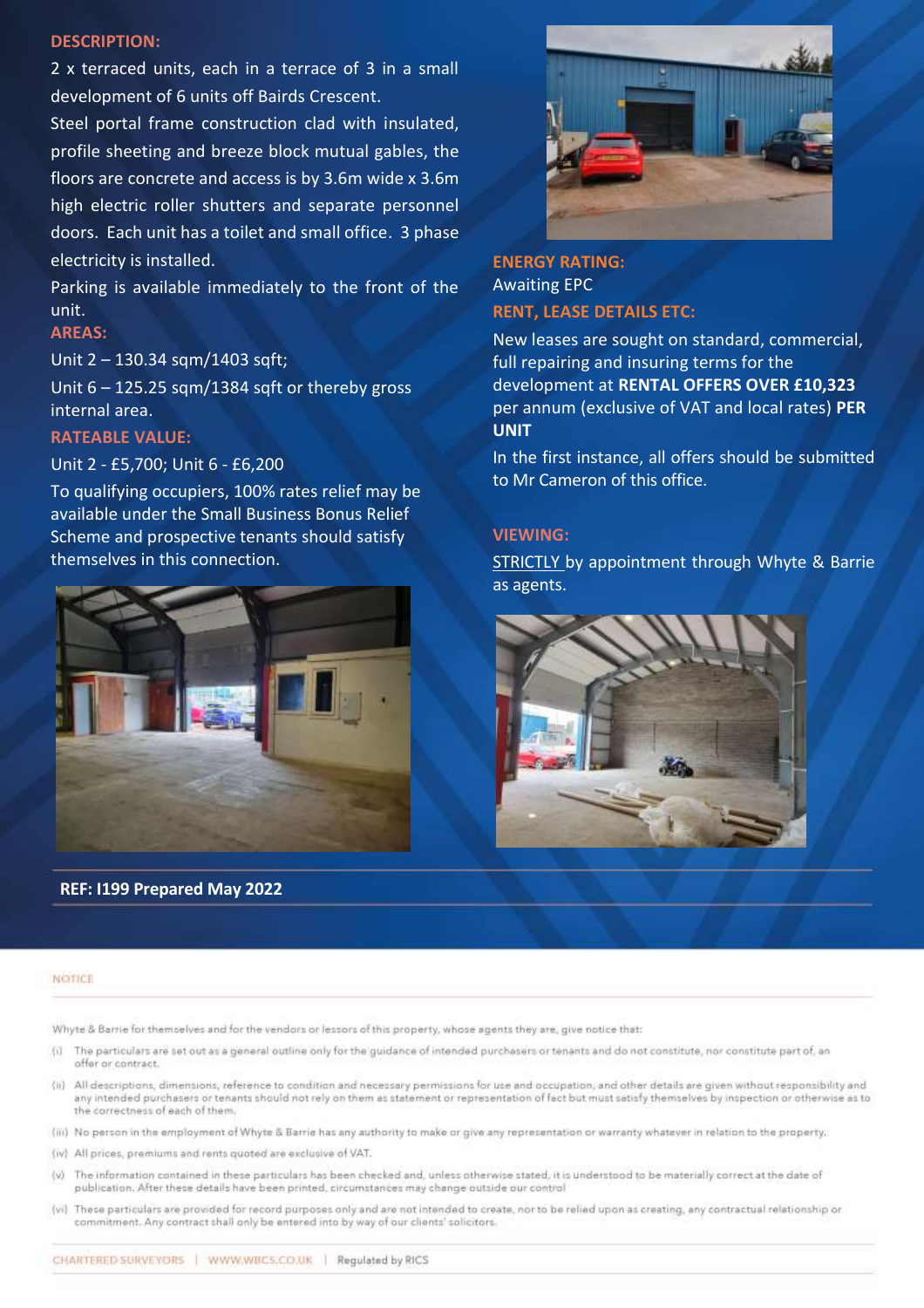## DESCRIPTION:

2 x terraced units, each in a terrace of 3 in a small development of 6 units off Bairds Crescent.

Steel portal frame construction clad with insulated, profile sheeting and breeze block mutual gables, the floors are concrete and access is by 3.6m wide x 3.6m high electric roller shutters and separate personnel doors. Each unit has a toilet and small office. 3 phase electricity is installed.

Parking is available immediately to the front of the unit.

## AREAS:

Unit 2 – 130.34 sqm/1403 sqft;

Unit 6 – 125.25 sqm/1384 sqft or thereby gross internal area.

## RATEABLE VALUE:

Unit 2 - £5,700; Unit 6 - £6,200

To qualifying occupiers, 100% rates relief may be available under the Small Business Bonus Relief Scheme and prospective tenants should satisfy themselves in this connection.

## ENERGY RATING:

Awaiting EPC

## RENT, LEASE DETAILS ETC:

New leases are sought on standard, commercial, full repairing and insuring terms for the development at **RENTAL OFFERS OVER £10,323** per annum (exclusive of VAT and local rates) **PER UNIT**

In the first instance, all offers should be submitted to Mr Cameron of this office.

## VIEWING:

STRICTLY by appointment through Whyte & Barrie as agents.

**REF: I199 Prepared May 2022**

NOTICE

Whyte & Barrie for themselves and for the vendors or lessors of this property, whose agents they are, give notice that:

(i) The particulars are set out as a general outline only for the guidance of intended purchasers or tenants and do not constitute, nor constitute part of, an offer or contract.

(ii) All descriptions, dimensions, reference to condition and necessary permissions for use and occupation, and other details are given without responsibility and any intended purchasers or tenants should not rely on them as statement or representation of fact but must satisfy themselves by inspection or otherwise as to the correctness of each of them.

(iii) No person in the employment of Whyte & Barrie has any authority to make or give any representation or warranty whatever in relation to the property.

(iv) All prices, premiums and rents quoted are exclusive of VAT.

(v) The information contained in these particulars has been checked and, unless otherwise stated, it is understood to be materially correct at the date of publication. After these details have been printed, circumstances may change outside our control

(vi) These particulars are provided for record purposes only and are not intended to create, nor to be relied upon as creating, any contractual relationship or commitment. Any contract shall only be entered into by way of our clients' solicitors.

CHARTERED SURVEYORS | WWW.WBCS.CO.UK | Regulated by RICS